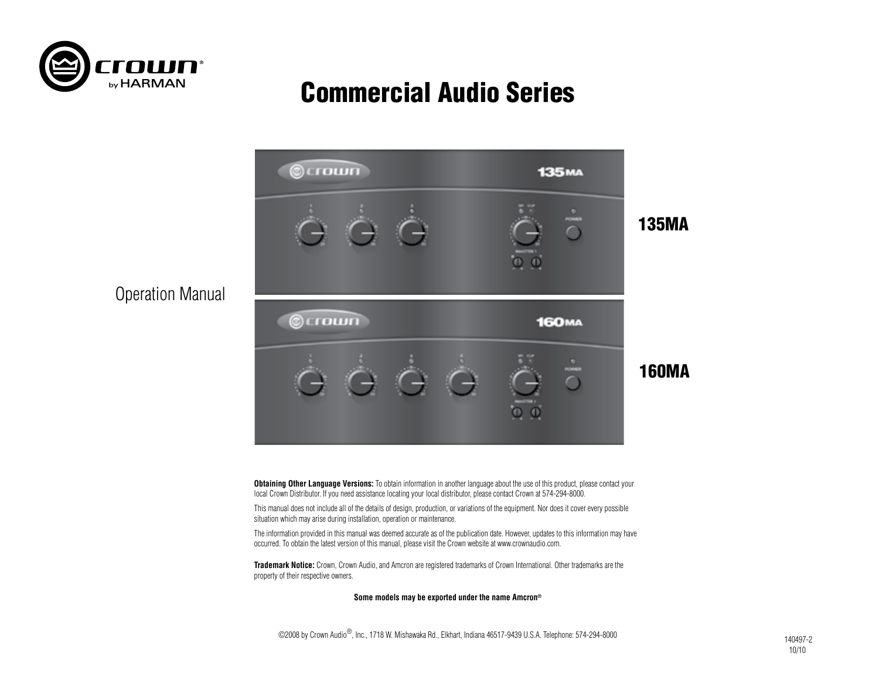crown® by HARMAN

# Commercial Audio Series

Operation Manual

135MA

160MA

**Obtaining Other Language Versions:** To obtain information in another language about the use of this product, please contact your local Crown Distributor. If you need assistance locating your local distributor, please contact Crown at 574-294-8000.

This manual does not include all of the details of design, production, or variations of the equipment. Nor does it cover every possible situation which may arise during installation, operation or maintenance.

The information provided in this manual was deemed accurate as of the publication date. However, updates to this information may have occurred. To obtain the latest version of this manual, please visit the Crown website at www.crownaudio.com.

**Trademark Notice:** Crown, Crown Audio, and Amcron are registered trademarks of Crown International. Other trademarks are the property of their respective owners.

**Some models may be exported under the name Amcron®**

©2008 by Crown Audio®, Inc., 1718 W. Mishawaka Rd., Elkhart, Indiana 46517-9439 U.S.A. Telephone: 574-294-8000

140497-2
10/10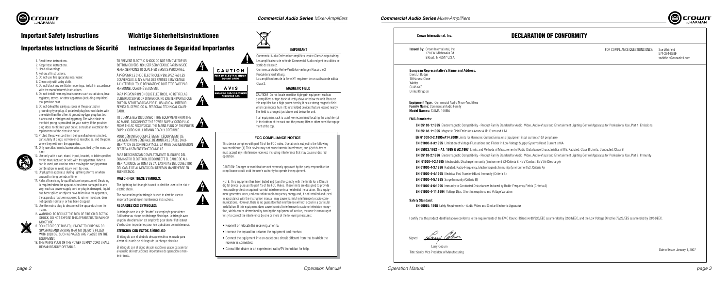# Important Safety Instructions

# Importantes Instructions de Sécurité

# Wichtige Sicherheitsinstruktionen

# Instrucciones de Seguridad Importantes

1. Read these instructions.
2. Keep these instructions.
3. Heed all warnings.
4. Follow all instructions.
5. Do not use this apparatus near water.
6. Clean only with a dry cloth.
7. Do not block any ventilation openings. Install in accordance with the manufacturer's instructions.
8. Do not install near any heat sources such as radiators, heat registers, stoves, or other apparatus (including amplifiers) that produce heat.
9. Do not defeat the safety purpose of the polarized or grounding-type plug. A polarized plug has two blades with one wider than the other. A grounding-type plug has two blades and a third grounding prong. The wide blade or the third prong is provided for your safety. If the provided plug does not fit into your outlet, consult an electrician for replacement of the obsolete outlet.
10. Protect the power cord from being walked on or pinched, particularly at plugs, convenience receptacles, and the point where they exit from the apparatus.
11. Only use attachments/accessories specified by the manufacturer.
12. Use only with a cart, stand, tripod, bracket, or table specified by the manufacturer, or sold with the apparatus. When a cart is used, use caution when moving the cart/apparatus combination to avoid injury from tip-over.
13. Unplug this apparatus during lightning storms or when unused for long periods of time.
14. Refer all servicing to qualified service personnel. Servicing is required when the apparatus has been damaged in any way, such as power-supply cord or plug is damaged, liquid has been spilled or objects have fallen into the apparatus, the apparatus has been exposed to rain or moisture, does not operate normally, or has been dropped.
15. Use the mains plug to disconnect the apparatus from the mains.
16. WARNING: TO REDUCE THE RISK OF FIRE OR ELECTRIC SHOCK, DO NOT EXPOSE THIS APPARATUS TO RAIN OR MOISTURE.
17. DO NOT EXPOSE THIS EQUIPMENT TO DRIPPING OR SPASHING AND ENSURE THAT NO OBJECTS FILLED WITH LIQUIDS, SUCH AS VASES, ARE PLACED ON THE EQUIPMENT.
18. THE MAINS PLUG OF THE POWER SUPPLY CORD SHALL REMAIN READILY OPERABLE.

TO PREVENT ELECTRIC SHOCK DO NOT REMOVE TOP OR BOTTOM COVERS. NO USER SERVICEABLE PARTS INSIDE. REFER SERVICING TO QUALIFIED SERVICE PERSONNEL.

À PRÉVENIR LE CHOC ÉLECTRIQUE N'ENLEVEZ PAS LES COUVERCLES. IL N'Y A PAS DES PARTIES SERVICEABLE À L'INTÉRIEUR. TOUS RÉPARATIONS DOIT ETRE FAIRE PAR PERSONNEL QUALIFIÉ SEULMENT.

PARA PREVENIR UN CHOQUE ELÉCTRICO, NO RETIRE LAS CUBIERTAS SUPERIOR O INFERIOR. NO EXISTEN PARTES QUE PUEDAN SER REPARADAS POR EL USUARIO AL INTERIOR. REMITA EL SERVICIO AL PERSONAL TÉCHNICAL CALIFICADO.

TO COMPLETELY DISCONNECT THIS EQUIPMENT FROM THE AC MAINS, DISCONNECT THE POWER SUPPLY CORD PLUG FROM THE AC RECEPTACLE. THE MAINS PLUG OF THE POWER SUPPLY CORD SHALL REMAIN READILY OPERABLE.

POUR DÉMONTER COMPLÈTEMENT L'ÉQUIPEMENT DE L'ALIMENTATION GÉNÉRALE, DÉMONTER LE CÂBLE D'ALIMENTATION DE SON RÉCEPTACLE. LA PRISE D'ALIMENTATION RESTERA AISÉMENT FONCTIONNELLE.

PARA DESCONECTAR COMPLETAMENTE EL EQUIPO DEL SUMINISTRO ELECTRICO, DESCONECTE EL CABLE DE ALIMENTACIÓN DE LA TOMA DE CA. LAS PATAS DEL CONECTOR DEL CABLE DE ALIMENTACIÓN DEBERAN MANTENERSE EN BUEN ESTADO.

CAUTION
RISK OF ELECTRIC SHOCK
DO NOT OPEN

AVIS
RISQUE DE CHOC ÉLECTRIQUE
N'OUVREZ PAS

### WATCH FOR THESE SYMBOLS:

The lightning bolt triangle is used to alert the user to the risk of electric shock.

The exclamation point triangle is used to alert the user to important operating or maintenance instructions.

### REGARDEZ CES SYMBOLES:

La triangle avec le sigle "foudre" est employée pour alerter l'utilisateur au risque de décharge électrique. Le triangle avec un point d'exclamation est employée pour alerter l'utilisateur d'instruction importantes pour lors opérations de maintenance.

### ATENCION CON ESTOS SÍMBOLOS:

El triángulo con el símbolo de rayo eléctrico es usado para alertar al usuario de el riesgo de un choque eléctrico.

El triángulo con el signo de admiración es usado para alertar al usuario de instrucciones importantes de operación o mantenimiento.

### IMPORTANT

Commercial Audio Series mixer-amplifiers require Class 2 output wiring.
Les amplificateurs de série de Commercial Audio exigent des câbles de sortie de classe 2.
Commercial Audio-Reihe-Verstärker verlangen Klasse die 2 Produktionsverdrahtung.
Los amplificadores de la Serie XTi requieren de un cableado de salida Clase 2.

### MAGNETIC FIELD

CAUTION! Do not locate sensitive high-gain equipment such as preamplifiers or tape decks directly above or below the unit. Because this amplifier has a high power density, it has a strong magnetic field which can induce hum into unshielded devices that are located nearby. The field is strongest just above and below the unit.

If an equipment rack is used, we recommend locating the amplifier(s) in the bottom of the rack and the preamplifier or other sensitive equipment at the top.

### FCC COMPLIANCE NOTICE

This device complies with part 15 of the FCC rules. Operation is subject to the following two conditions: (1) This device may not cause harmful interference, and (2) this device must accept any interference received, including interference that may cause undesired operation.

CAUTION: Changes or modifications not expressly approved by the party responsible for compliance could void the user's authority to operate the equipment.

NOTE: This equipment has been tested and found to comply with the limits for a Class B digital device, pursuant to part 15 of the FCC Rules. These limits are designed to provide reasonable protection against harmful interference in a residential installation. This equipment generates, uses, and can radiate radio frequency energy and, if not installed and used in accordance with the instruction manual, may cause harmful interference to radio communications. However, there is no guarantee that interference will not occur in a particular installation. If this equipment does cause harmful interference to radio or television reception, which can be determined by turning the equipment off and on, the user is encouraged to try to correct the interference by one or more of the following measures:

- Reorient or relocate the receiving antenna.
- Increase the separation between the equipment and receiver.
- Connect the equipment into an outlet on a circuit different from that to which the receiver is connected.
- Consult the dealer or an experienced radio/TV technician for help.

**Crown International, Inc.**

# DECLARATION OF CONFORMITY

**Issued By:** Crown International, Inc.
1718 W. Mishawaka Rd.
Elkhart, IN 46517 U.S.A.

FOR COMPLIANCE QUESTIONS ONLY: Sue Whitfield
574-294-8289
swhitfield@crownintl.com

**European Representative's Name and Address:**
David J. Budge
10 Harvest Close
Yateley
GU46 6YS
United Kingdom

**Equipment Type:** Commercial Audio Mixer-Amplifiers
**Family Name:** Commercial Audio Family
**Model Names:** 135MA, 160MA

**EMC Standards:**

**EN 55103-1:1995** Electromagnetic Compatibility - Product Family Standard for Audio, Video, Audio-Visual and Entertainment Lighting Control Apparatus for Professional Use, Part 1: Emissions

**EN 55103-1:1995** Magnetic Field Emissions-Annex A @ 10 cm and 1 M

**EN 61000-3-2:1995+A14:2000** Limits for Harmonic Current Emissions (equipment input current ≤16A per phase)

**EN 61000-3-3:1995** Limitation of Voltage Fluctuations and Flicker in Low-Voltage Supply Systems Rated Current ≤16A

**EN 55022:1992 + A1: 1995 & A2:1997** Limits and Methods of Measurement of Radio Disturbance Characteristics of ITE: Radiated, Class B Limits; Conducted, Class B

**EN 55103-2:1996** Electromagnetic Compatibility - Product Family Standard for Audio, Video, Audio-Visual and Entertainment Lighting Control Apparatus for Professional Use, Part 2: Immunity

**EN 61000-4-2:1995** Electrostatic Discharge Immunity (Environment E2-Criteria B, 4k V Contact, 8k V Air Discharge)

**EN 61000-4-3:1996** Radiated, Radio-Frequency, Electromagnetic Immunity (Environment E2, Criteria A)

**EN 61000-4-4:1995** Electrical Fast Transient/Burst Immunity (Criteria B)

**EN 61000-4-5:1995** Surge Immunity (Criteria B)

**EN 61000-4-6:1996** Immunity to Conducted Disturbances Induced by Radio-Frequency Fields (Criteria A)

**EN 61000-4-11:1994** Voltage Dips, Short Interruptions and Voltage Variation

**Safety Standard:**

**EN 60065: 1998** Safety Requirements - Audio Video and Similar Electronic Apparatus

I certify that the product identified above conforms to the requirements of the EMC Council Directive 89/336/EEC as amended by 92/31/EEC, and the Low Voltage Directive 73/23/EEC as amended by 93/68/EEC.

Signed

Larry Coburn
Title: Senior Vice President of Manufacturing

Date of Issue: January 1, 2007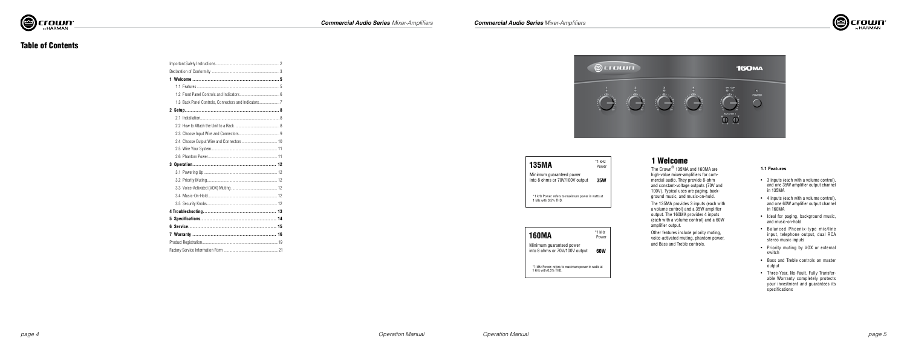# Table of Contents

| | |
|---|---|
| Important Safety Instructions | 2 |
| Declaration of Conformity | 3 |
| **1 Welcome** | **5** |
| 1.1 Features | 5 |
| 1.2 Front Panel Controls and Indicators | 6 |
| 1.3 Back Panel Controls, Connectors and Indicators | 7 |
| **2 Setup** | **8** |
| 2.1 Installation | 8 |
| 2.2 How to Attach the Unit to a Rack | 8 |
| 2.3 Choose Input Wire and Connectors | 9 |
| 2.4 Choose Output Wire and Connectors | 10 |
| 2.5 Wire Your System | 11 |
| 2.6 Phantom Power | 11 |
| **3 Operation** | **12** |
| 3.1 Powering Up | 12 |
| 3.2 Priority Muting | 12 |
| 3.3 Voice-Activated (VOX) Muting | 12 |
| 3.4 Music-On-Hold | 12 |
| 3.5 Security Knobs | 12 |
| **4 Troubleshooting** | **13** |
| **5 Specifications** | **14** |
| **6 Service** | **15** |
| **7 Warranty** | **16** |
| Product Registration | 19 |
| Factory Service Information Form | 21 |

| **135MA** | *1 kHz Power |
|---|---|
| Minimum guaranteed power into 8 ohms or 70V/100V output | **35W** |

*1 kHz Power: refers to maximum power in watts at 1 kHz with 0.5% THD.

| **160MA** | *1 kHz Power |
|---|---|
| Minimum guaranteed power into 8 ohms or 70V/100V output | **60W** |

*1 kHz Power: refers to maximum power in watts at 1 kHz with 0.5% THD.

# 1 Welcome

The Crown® 135MA and 160MA are high-value mixer-amplifiers for commercial audio. They provide 8-ohm and constant-voltage outputs (70V and 100V). Typical uses are paging, background music, and music-on-hold.

The 135MA provides 3 inputs (each with a volume control) and a 35W amplifier output. The 160MA provides 4 inputs (each with a volume control) and a 60W amplifier output.

Other features include priority muting, voice-activated muting, phantom power, and Bass and Treble controls.

### 1.1 Features

- 3 inputs (each with a volume control), and one 35W amplifier output channel in 135MA
- 4 inputs (each with a volume control), and one 60W amplifier output channel in 160MA
- Ideal for paging, background music, and music-on-hold
- Balanced Phoenix-type mic/line input, telephone output, dual RCA stereo music inputs
- Priority muting by VOX or external switch
- Bass and Treble controls on master output
- Three-Year, No-Fault, Fully Transferable Warranty completely protects your investment and guarantees its specifications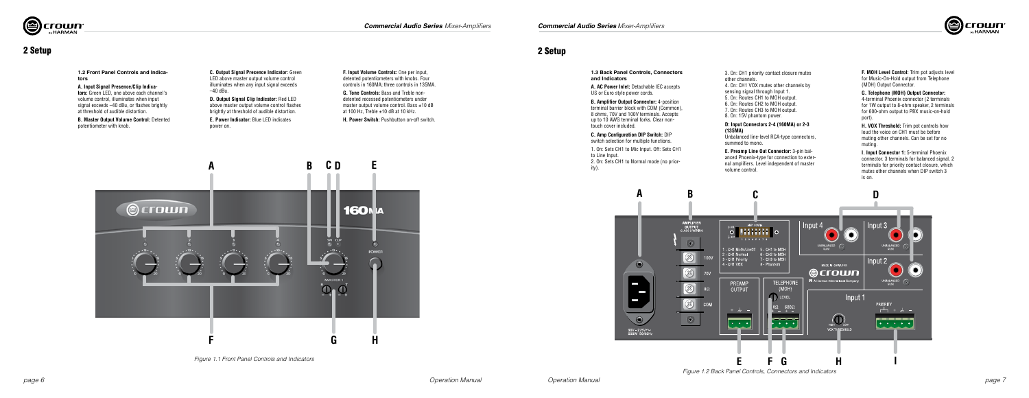## 2 Setup

### 1.2 Front Panel Controls and Indicators

**A. Input Signal Presence/Clip Indicators:** Green LED, one above each channel's volume control, illuminates when input signal exceeds –40 dBu, or flashes brightly at threshold of audible distortion.

**B. Master Output Volume Control:** Detented potentiometer with knob.

**C. Output Signal Presence Indicator:** Green LED above master output volume control illuminates when any input signal exceeds –40 dBu.

**D. Output Signal Clip Indicator:** Red LED above master output volume control flashes brightly at threshold of audible distortion.

**E. Power Indicator:** Blue LED indicates power on.

**F. Input Volume Controls:** One per input, detented potentiometers with knobs. Four controls in 160MA; three controls in 135MA.

**G. Tone Controls:** Bass and Treble non-detented recessed potentiometers under master output volume control. Bass ±10 dB at 100 Hz, Treble ±10 dB at 10 kHz.

**H. Power Switch:** Pushbutton on-off switch.

*Figure 1.1 Front Panel Controls and Indicators*

## 2 Setup

### 1.3 Back Panel Controls, Connectors and Indicators

**A. AC Power Inlet:** Detachable IEC accepts US or Euro style power cords.

**B. Amplifier Output Connector:** 4-position terminal barrier block with COM (Common), 8 ohms, 70V and 100V terminals. Accepts up to 10 AWG terminal forks. Clear non-touch cover included.

**C. Amp Configuration DIP Switch:** DIP switch selection for multiple functions.

1. On: Sets CH1 to Mic Input. Off: Sets CH1 to Line Input.
2. On: Sets CH1 to Normal mode (no priority).
3. On: CH1 priority contact closure mutes other channels.
4. On: CH1 VOX mutes other channels by sensing signal through Input 1.
5. On: Routes CH1 to MOH output.
6. On: Routes CH2 to MOH output.
7. On: Routes CH3 to MOH output.
8. On: 15V phantom power.

**D: Input Connectors 2-4 (160MA) or 2-3 (135MA)**
Unbalanced line-level RCA-type connectors, summed to mono.

**E. Preamp Line Out Connector:** 3-pin balanced Phoenix-type for connection to external amplifiers. Level independent of master volume control.

**F. MOH Level Control:** Trim pot adjusts level for Music-On-Hold output from Telephone (MOH) Output Connector.

**G. Telephone (MOH) Output Connector:** 4-terminal Phoenix connector (2 terminals for 1W output to 8-ohm speaker, 2 terminals for 600-ohm output to PBX music-on-hold port).

**H. VOX Threshold:** Trim pot controls how loud the voice on CH1 must be before muting other channels. Can be set for no muting.

**I. Input Connector 1:** 5-terminal Phoenix connector. 3 terminals for balanced signal, 2 terminals for priority contact closure, which mutes other channels when DIP switch 3 is on.

*Figure 1.2 Back Panel Controls, Connectors and Indicators*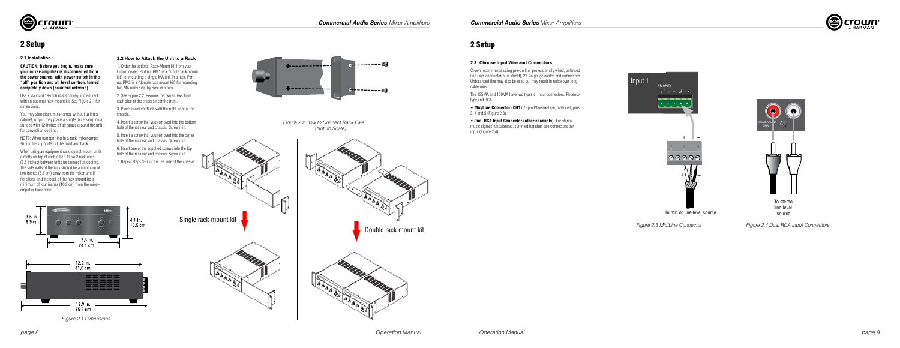# 2 Setup

### 2.1 Installation

**CAUTION: Before you begin, make sure your mixer-amplifier is disconnected from the power source, with power switch in the "off" position and all level controls turned completely down (counterclockwise).**

Use a standard 19-inch (48.3 cm) equipment rack with an optional rack-mount kit. See Figure 2.1 for dimensions.

You may also stack mixer-amps without using a cabinet, or you may place a single mixer-amp on a surface with 12 inches of air space around the unit for convection cooling.

NOTE: When transporting in a rack, mixer-amps should be supported at the front and back.

When using an equipment rack, do not mount units directly on top of each other. Allow 2 rack units (3.5 inches) between units for convection cooling. The side walls of the rack should be a minimum of two inches (5.1 cm) away from the mixer-amplifier sides, and the back of the rack should be a minimum of four inches (10.2 cm) from the mixer-amplifier back panel.

3.5 In. 8,9 cm

4.1 In. 10,5 cm

9.5 In. 24,1 cm

12.2 In. 31,0 cm

13.9 In. 35,2 cm

*Figure 2.1 Dimensions*

### 2.2 How to Attach the Unit to a Rack

1. Order the optional Rack-Mount Kit from your Crown dealer. Part no. RM1 is a "single rack mount kit" for mounting a single MA unit in a rack. Part no. RM2 is a "double rack mount kit" for mounting two MA units side-by-side in a rack.

2. See Figure 2.2. Remove the two screws from each side of the chassis near the front.

3. Place a rack ear flush with the right front of the chassis.

4. Insert a screw that you removed into the bottom hole of the rack ear and chassis. Screw it in.

5. Insert a screw that you removed into the center hole of the rack ear and chassis. Screw it in.

6. Insert one of the supplied screws into the top hole of the rack ear and chassis. Screw it in.

7. Repeat steps 3-6 for the left side of the chassis.

*Figure 2.2 How to Connect Rack Ears (Not to Scale)*

Single rack mount kit

Double rack mount kit

# 2 Setup

### 2.3 Choose Input Wire and Connectors

Crown recommends using pre-built or professionally wired, balanced line (two-conductor plus shield), 22-24 gauge cables and connectors. Unbalanced line may also be used but may result in noise over long cable runs.

The 135MA and 160MA have two types of input connectors: Phoenix-type and RCA.

- **Mic/Line Connector (CH1):** 5-pin Phoenix-type, balanced, pins 3, 4 and 5 (Figure 2.3).
- **Dual RCA Input Connector (other channels):** For stereo music signals, unbalanced, summed together, two connectors per input (Figure 2.4).

Input 1

PRIORITY

To mic or line-level source

*Figure 2.3 Mic/Line Connector*

UNBALANCED SUM

To stereo line-level source

*Figure 2.4 Dual RCA Input Connectors*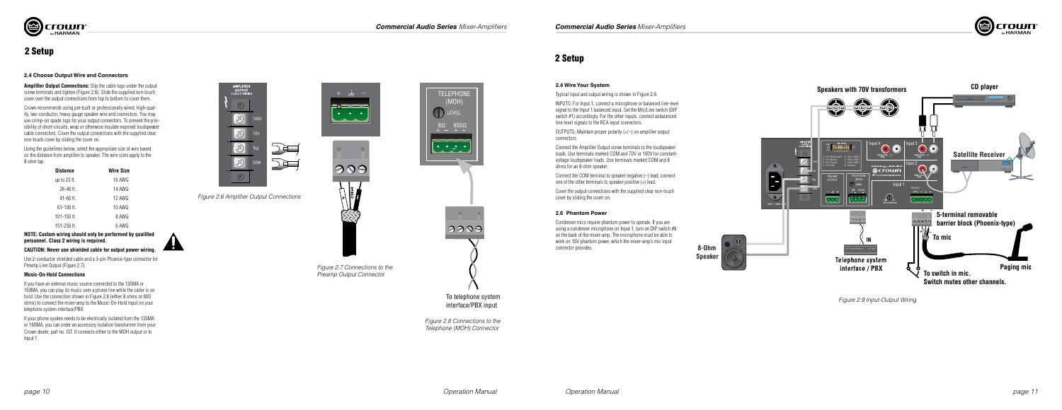## 2 Setup

### 2.4 Choose Output Wire and Connectors

**Amplifier Output Connections:** Slip the cable lugs under the output screw terminals and tighten (Figure 2.6). Slide the supplied non-touch cover over the output connections from top to bottom to cover them.

Crown recommends using pre-built or professionally wired, high-quality, two-conductor, heavy gauge speaker wire and connectors. You may use crimp-on spade lugs for your output connectors. To prevent the possibility of short-circuits, wrap or otherwise insulate exposed loudspeaker cable connectors. Cover the output connections with the supplied clear non-touch cover by sliding the cover on.

Using the guidelines below, select the appropriate size of wire based on the distance from amplifier to speaker. The wire sizes apply to the 8-ohm tap.

| Distance | Wire Size |
|---|---|
| up to 25 ft. | 16 AWG |
| 26-40 ft. | 14 AWG |
| 41-60 ft. | 12 AWG |
| 61-100 ft. | 10 AWG |
| 101-150 ft. | 8 AWG |
| 151-250 ft. | 6 AWG |

**NOTE: Custom wiring should only be performed by qualified personnel. Class 2 wiring is required.**

**CAUTION: Never use shielded cable for output power wiring.**

Use 2-conductor shielded cable and a 3-pin Phoenix-type connector for Preamp Line Output (Figure 2.7).

#### Music-On-Hold Connections

If you have an external music source connected to the 135MA or 160MA, you can play its music over a phone line while the caller is on hold. Use the connection shown in Figure 2.8 (either 8 ohms or 600 ohms) to connect the mixer-amp to the Music-On-Hold input on your telephone system interface/PBX.

If your phone system needs to be electrically isolated from the 135MA or 160MA, you can order an accessory isolation transformer from your Crown dealer, part no. IST. It connects either to the MOH output or to Input 1.

*Figure 2.6 Amplifier Output Connections*

*Figure 2.7 Connections to the Preamp Output Connector*

To telephone system interface/PBX input

*Figure 2.8 Connections to the Telephone (MOH) Connector*

## 2 Setup

### 2.4 Wire Your System

Typical input and output wiring is shown in Figure 2.9.

INPUTS: For Input 1, connect a microphone or balanced line-level signal to the Input 1 balanced input. Set the Mic/Line switch (DIP switch #1) accordingly. For the other inputs, connect unbalanced line-level signals to the RCA input connectors.

OUTPUTS: Maintain proper polarity (+/–) on amplifier output connectors.

Connect the Amplifier Output screw terminals to the loudspeaker loads. Use terminals marked COM and 70V or 100V for constant-voltage loudspeaker loads. Use terminals marked COM and 8 ohms for an 8-ohm speaker.

Connect the COM terminal to speaker negative (–) lead; connect one of the other terminals to speaker positive (+) lead.

Cover the output connections with the supplied clear non-touch cover by sliding the cover on.

### 2.6 Phantom Power

Condenser mics require phantom power to operate. If you are using a condenser microphone on Input 1, turn on DIP switch #8 on the back of the mixer-amp. The microphone must be able to work on 15V phantom power, which the mixer-amp's mic input connector provides.

*Figure 2.9 Input-Output Wiring*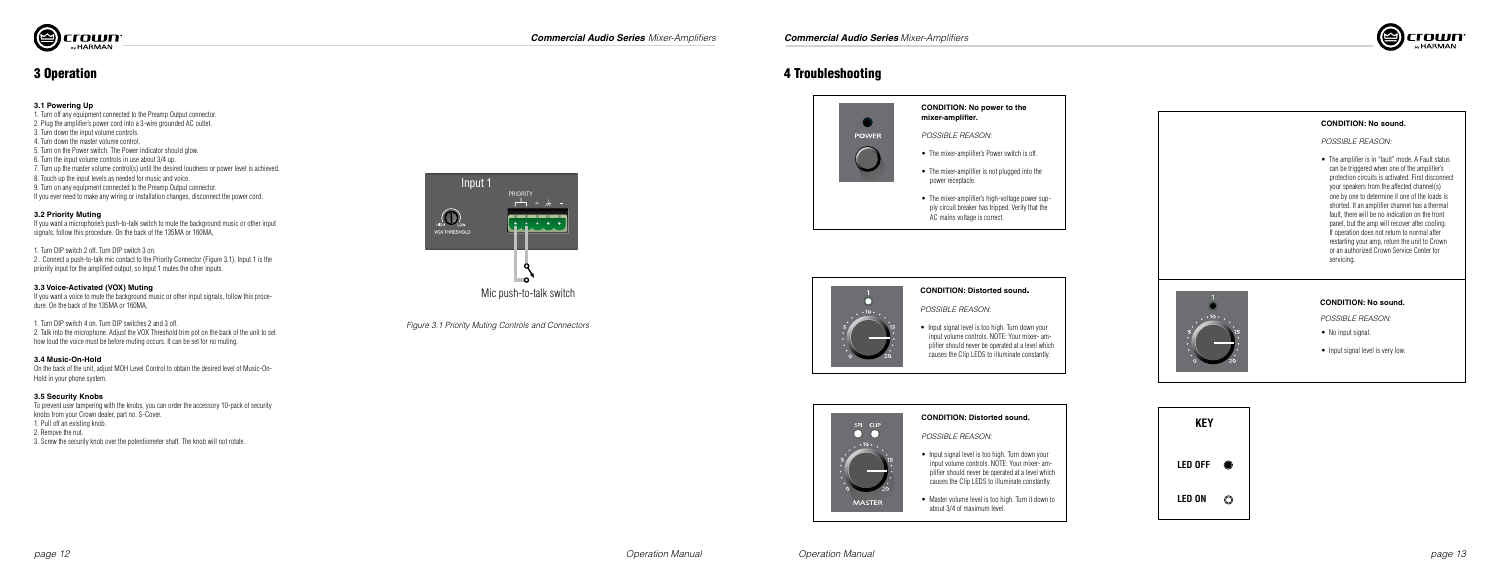# 3 Operation

### 3.1 Powering Up

1. Turn off any equipment connected to the Preamp Output connector.
2. Plug the amplifier's power cord into a 3-wire grounded AC outlet.
3. Turn down the input volume controls.
4. Turn down the master volume control.
5. Turn on the Power switch. The Power indicator should glow.
6. Turn the input volume controls in use about 3/4 up.
7. Turn up the master volume control(s) until the desired loudness or power level is achieved.
8. Touch up the input levels as needed for music and voice.
9. Turn on any equipment connected to the Preamp Output connector.

If you ever need to make any wiring or installation changes, disconnect the power cord.

### 3.2 Priority Muting

If you want a microphone's push-to-talk switch to mute the background music or other input signals, follow this procedure. On the back of the 135MA or 160MA,

1. Turn DIP switch 2 off. Turn DIP switch 3 on.
2 . Connect a push-to-talk mic contact to the Priority Connector (Figure 3.1). Input 1 is the priority input for the amplified output, so Input 1 mutes the other inputs.

Input 1

PRIORITY

VOX THRESHOLD

Mic push-to-talk switch

*Figure 3.1 Priority Muting Controls and Connectors*

### 3.3 Voice-Activated (VOX) Muting

If you want a voice to mute the background music or other input signals, follow this procedure. On the back of the 135MA or 160MA,

1. Turn DIP switch 4 on. Turn DIP switches 2 and 3 off.
2. Talk into the microphone. Adjust the VOX Threshold trim pot on the back of the unit to set how loud the voice must be before muting occurs. It can be set for no muting.

### 3.4 Music-On-Hold

On the back of the unit, adjust MOH Level Control to obtain the desired level of Music-On-Hold in your phone system.

### 3.5 Security Knobs

To prevent user tampering with the knobs, you can order the accessory 10-pack of security knobs from your Crown dealer, part no. S-Cover.

1. Pull off an existing knob.
2. Remove the nut.
3. Screw the security knob over the potentiometer shaft. The knob will not rotate.

# 4 Troubleshooting

POWER

**CONDITION: No power to the mixer-amplifier.**

*POSSIBLE REASON:*

- The mixer-amplifier's Power switch is off.
- The mixer-amplifier is not plugged into the power receptacle.
- The mixer-amplifier's high-voltage power supply circuit breaker has tripped. Verify that the AC mains voltage is correct.

**CONDITION: Distorted sound.**

*POSSIBLE REASON:*

- Input signal level is too high. Turn down your input volume controls. NOTE: Your mixer-amplifier should never be operated at a level which causes the Clip LEDS to illuminate constantly.

SPI CLIP

MASTER

**CONDITION: Distorted sound.**

*POSSIBLE REASON:*

- Input signal level is too high. Turn down your input volume controls. NOTE: Your mixer-amplifier should never be operated at a level which causes the Clip LEDS to illuminate constantly.
- Master volume level is too high. Turn it down to about 3/4 of maximum level.

**CONDITION: No sound.**

*POSSIBLE REASON:*

- The amplifier is in "fault" mode. A Fault status can be triggered when one of the amplifier's protection circuits is activated. First disconnect your speakers from the affected channel(s) one by one to determine if one of the loads is shorted. If an amplifier channel has a thermal fault, there will be no indication on the front panel, but the amp will recover after cooling. If operation does not return to normal after restarting your amp, return the unit to Crown or an authorized Crown Service Center for servicing.

**CONDITION: No sound.**

*POSSIBLE REASON:*

- No input signal.
- Input signal level is very low.

| KEY | |
|---|---|
| LED OFF | ● |
| LED ON | ○ |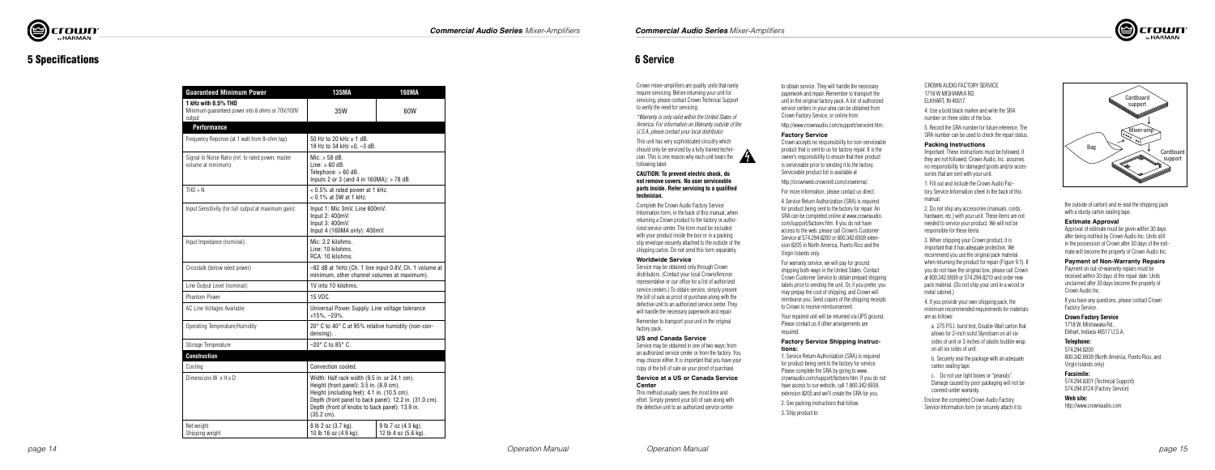# 5 Specifications

| Guaranteed Minimum Power | 135MA | 160MA |
|---|---|---|
| **1 kHz with 0.5% THD** Minimum guaranteed power into 8 ohms or 70V/100V output | 35W | 60W |
| **Performance** | | |
| Frequency Reponse (at 1 watt from 8-ohm tap) | 50 Hz to 20 kHz ± 1 dB. 19 Hz to 34 kHz +0, –3 dB. | |
| Signal to Noise Ratio (ref. to rated power, master volume at minimum) | Mic: > 58 dB. Line: > 60 dB. Telephone: > 60 dB. Inputs 2 or 3 (and 4 in 160MA): > 78 dB. | |
| THD + N | < 0.5% at rated power at 1 kHz. < 0.1% at 5W at 1 kHz. | |
| Input Sensitivity (for full output at maximum gain): | Input 1: Mic 3mV, Line 800mV. Input 2: 400mV. Input 3: 400mV. Input 4 (160MA only): 400mV. | |
| Input Impedance (nominal): | Mic: 2.2 kilohms. Line: 10 kilohms. RCA: 10 kilohms. | |
| Crosstalk (below rated power) | –82 dB at 1kHz (Ch. 1 line input 0.8V, Ch. 1 volume at minimum, other channel volumes at maximum). | |
| Line Output Level (nominal): | 1V into 10 kilohms. | |
| Phantom Power | 15 VDC. | |
| AC Line Voltages Available | Universal Power Supply. Line voltage tolerance +15%, –20%. | |
| Operating Temperature/Humidity | 20° C to 40° C at 95% relative humidity (non-condensing). . | |
| Storage Temperature | –20° C to 85° C. | |
| **Construction** | | |
| Cooling | Convection cooled. | |
| Dimensions W x H x D | Width: Half rack width (9.5 in. or 24.1 cm). Height (front panel): 3.5 in. (8.9 cm). Height (including feet): 4.1 in. (10.5 cm). Depth (front panel to back panel): 12.2 in. (31.0 cm). Depth (front of knobs to back panel): 13.9 in. (35.2 cm). | |
| Net weight / Shipping weight | 8 lb 2 oz (3.7 kg). 10 lb 16 oz (4.9 kg). | 9 lb 7 oz (4.3 kg). 12 lb 4 oz (5.6 kg). |

# 6 Service

Crown mixer-amplifiers are quality units that rarely require servicing. Before returning your unit for servicing, please contact Crown Technical Support to verify the need for servicing.

*\*Warranty is only valid within the United States of America. For information on Warranty outside of the U.S.A, please contact your local distributor.*

This unit has very sophisticated circuitry which should only be serviced by a fully trained technician. This is one reason why each unit bears the following label:

**CAUTION: To prevent electric shock, do not remove covers. No user serviceable parts inside. Refer servicing to a qualified technician.**

Complete the Crown Audio Factory Service Information form, in the back of this manual, when returning a Crown product to the factory or authorized service center. The form must be included with your product inside the box or in a packing slip envelope securely attached to the outside of the shipping carton. Do not send this form separately.

### Worldwide Service

Service may be obtained only through Crown distributors. (Contact your local Crown/Amcron representative or our office for a list of authorized service centers.) To obtain service, simply present the bill of sale as proof of purchase along with the defective unit to an authorized service center. They will handle the necessary paperwork and repair.

Remember to transport your unit in the original factory pack.

### US and Canada Service

Service may be obtained in one of two ways: from an authorized service center or from the factory. You may choose either. It is important that you have your copy of the bill of sale as your proof of purchase.

#### Service at a US or Canada Service Center

This method usually saves the most time and effort. Simply present your bill of sale along with the defective unit to an authorized service center to obtain service. They will handle the necessary paperwork and repair. Remember to transport the unit in the original factory pack. A list of authorized service centers in your area can be obtained from Crown Factory Service, or online from

http://www.crownaudio.com/support/servcent.htm.

#### Factory Service

Crown accepts no responsibility for non-serviceable product that is sent to us for factory repair. It is the owner's responsibility to ensure that their product is serviceable prior to sending it to the factory. Serviceable product list is available at

http://crownweb.crownintl.com/crownrma/.

For more information, please contact us direct.

A Service Return Authorization (SRA) is required for product being sent to the factory for repair. An SRA can be completed online at www.crownaudio.com/support/factserv.htm. If you do not have access to the web, please call Crown's Customer Service at 574.294.8200 or 800.342.6939 extension 8205 in North America, Puerto Rico and the Virgin Islands only.

For warranty service, we will pay for ground shipping both ways in the United States. Contact Crown Customer Service to obtain prepaid shipping labels prior to sending the unit. Or, if you prefer, you may prepay the cost of shipping, and Crown will reimburse you. Send copies of the shipping receipts to Crown to receive reimbursement.

Your repaired unit will be returned via UPS ground. Please contact us if other arrangements are required.

#### Factory Service Shipping Instructions:

1. Service Return Authorization (SRA) is required for product being sent to the factory for service. Please complete the SRA by going to www.crownaudio.com/support/factserv.htm. If you do not have access to our website, call 1.800.342.6939, extension 8205 and we'll create the SRA for you.

2. See packing instructions that follow.

3. Ship product to:

CROWN AUDIO FACTORY SERVICE
1718 W MISHAWKA RD.
ELKHART, IN 46517

4. Use a bold black marker and write the SRA number on three sides of the box.

5. Record the SRA number for future reference. The SRA number can be used to check the repair status.

#### Packing Instructions

Important: These instructions must be followed. If they are not followed, Crown Audio, Inc. assumes no responsibility for damaged goods and/or accessories that are sent with your unit.

1. Fill out and include the Crown Audio Factory Service Information sheet in the back of this manual.

2. Do not ship any accessories (manuals, cords, hardware, etc.) with your unit. These items are not needed to service your product. We will not be responsible for these items.

3. When shipping your Crown product, it is important that it has adequate protection. We recommend you use the original pack material when returning the product for repair (Figure 9.1). If you do not have the original box, please call Crown at 800.342.6939 or 574.294.8210 and order new pack material. (Do not ship your unit in a wood or metal cabinet.)

4. If you provide your own shipping pack, the minimum recommended requirements for materials are as follows:

a. 275 P.S.I. burst test, Double-Wall carton that allows for 2-inch solid Styrofoam on all six sides of unit or 3 inches of plastic bubble wrap on all six sides of unit.

b. Securely seal the package with an adequate carton sealing tape.

c. Do not use light boxes or "peanuts". Damage caused by poor packaging will not be covered under warranty.

Enclose the completed Crown Audio Factory Service Information form (or securely attach it to the outside of carton) and re-seal the shipping pack with a sturdy carton sealing tape.

#### Estimate Approval

Approval of estimate must be given within 30 days after being notified by Crown Audio Inc. Units still in the possession of Crown after 30 days of the estimate will become the property of Crown Audio Inc.

#### Payment of Non-Warranty Repairs

Payment on out-of-warranty repairs must be received within 30 days of the repair date. Units unclaimed after 30 days become the property of Crown Audio Inc.

If you have any questions, please contact Crown Factory Service.

**Crown Factory Service**
1718 W. Mishawaka Rd.,
Elkhart, Indiana 46517 U.S.A.

**Telephone:**
574.294.8200
800.342.6939 (North America, Puerto Rico, and Virgin Islands only)

**Facsimile:**
574.294.8301 (Technical Support)
574.294.8124 (Factory Service)

**Web site:**
http://www.crownaudio.com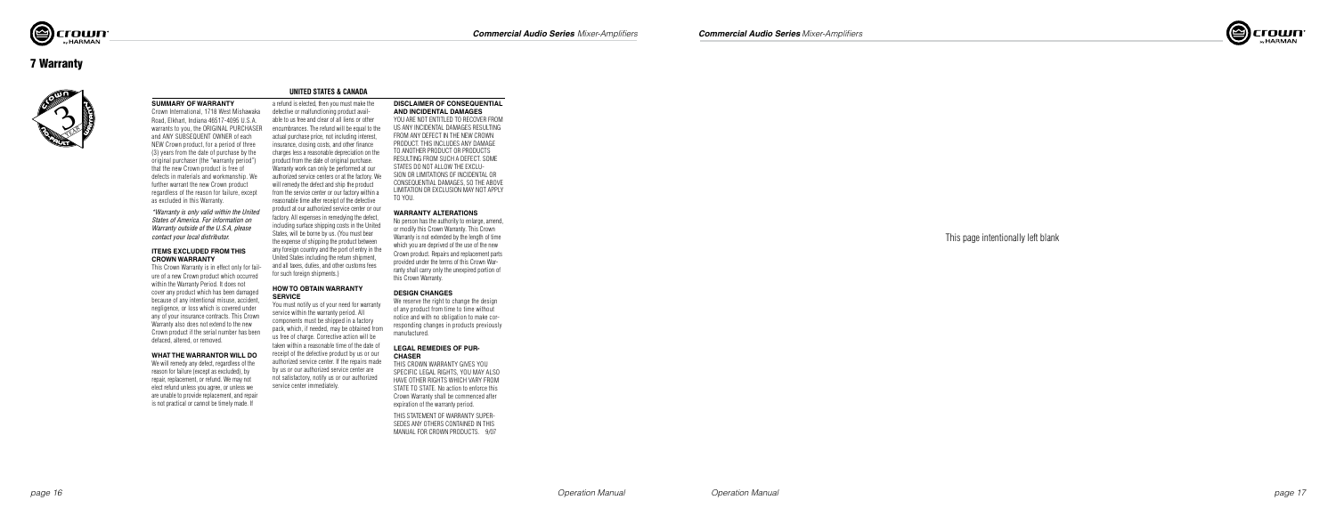# 7 Warranty

## UNITED STATES & CANADA

### SUMMARY OF WARRANTY

Crown International, 1718 West Mishawaka Road, Elkhart, Indiana 46517-4095 U.S.A. warrants to you, the ORIGINAL PURCHASER and ANY SUBSEQUENT OWNER of each NEW Crown product, for a period of three (3) years from the date of purchase by the original purchaser (the "warranty period") that the new Crown product is free of defects in materials and workmanship. We further warrant the new Crown product regardless of the reason for failure, except as excluded in this Warranty.

*\*Warranty is only valid within the United States of America. For information on Warranty outside of the U.S.A, please contact your local distributor.*

### ITEMS EXCLUDED FROM THIS CROWN WARRANTY

This Crown Warranty is in effect only for failure of a new Crown product which occurred within the Warranty Period. It does not cover any product which has been damaged because of any intentional misuse, accident, negligence, or loss which is covered under any of your insurance contracts. This Crown Warranty also does not extend to the new Crown product if the serial number has been defaced, altered, or removed.

### WHAT THE WARRANTOR WILL DO

We will remedy any defect, regardless of the reason for failure (except as excluded), by repair, replacement, or refund. We may not elect refund unless you agree, or unless we are unable to provide replacement, and repair is not practical or cannot be timely made. If a refund is elected, then you must make the defective or malfunctioning product available to us free and clear of all liens or other encumbrances. The refund will be equal to the actual purchase price, not including interest, insurance, closing costs, and other finance charges less a reasonable depreciation on the product from the date of original purchase. Warranty work can only be performed at our authorized service centers or at the factory. We will remedy the defect and ship the product from the service center or our factory within a reasonable time after receipt of the defective product at our authorized service center or our factory. All expenses in remedying the defect, including surface shipping costs in the United States, will be borne by us. (You must bear the expense of shipping the product between any foreign country and the port of entry in the United States including the return shipment, and all taxes, duties, and other customs fees for such foreign shipments.)

### HOW TO OBTAIN WARRANTY SERVICE

You must notify us of your need for warranty service within the warranty period. All components must be shipped in a factory pack, which, if needed, may be obtained from us free of charge. Corrective action will be taken within a reasonable time of the date of receipt of the defective product by us or our authorized service center. If the repairs made by us or our authorized service center are not satisfactory, notify us or our authorized service center immediately.

### DISCLAIMER OF CONSEQUENTIAL AND INCIDENTAL DAMAGES

YOU ARE NOT ENTITLED TO RECOVER FROM US ANY INCIDENTAL DAMAGES RESULTING FROM ANY DEFECT IN THE NEW CROWN PRODUCT. THIS INCLUDES ANY DAMAGE TO ANOTHER PRODUCT OR PRODUCTS RESULTING FROM SUCH A DEFECT. SOME STATES DO NOT ALLOW THE EXCLUSION OR LIMITATIONS OF INCIDENTAL OR CONSEQUENTIAL DAMAGES, SO THE ABOVE LIMITATION OR EXCLUSION MAY NOT APPLY TO YOU.

### WARRANTY ALTERATIONS

No person has the authority to enlarge, amend, or modify this Crown Warranty. This Crown Warranty is not extended by the length of time which you are deprived of the use of the new Crown product. Repairs and replacement parts provided under the terms of this Crown Warranty shall carry only the unexpired portion of this Crown Warranty.

### DESIGN CHANGES

We reserve the right to change the design of any product from time to time without notice and with no obligation to make corresponding changes in products previously manufactured.

### LEGAL REMEDIES OF PURCHASER

THIS CROWN WARRANTY GIVES YOU SPECIFIC LEGAL RIGHTS, YOU MAY ALSO HAVE OTHER RIGHTS WHICH VARY FROM STATE TO STATE. No action to enforce this Crown Warranty shall be commenced after expiration of the warranty period.

THIS STATEMENT OF WARRANTY SUPERSEDES ANY OTHERS CONTAINED IN THIS MANUAL FOR CROWN PRODUCTS. 9/07

This page intentionally left blank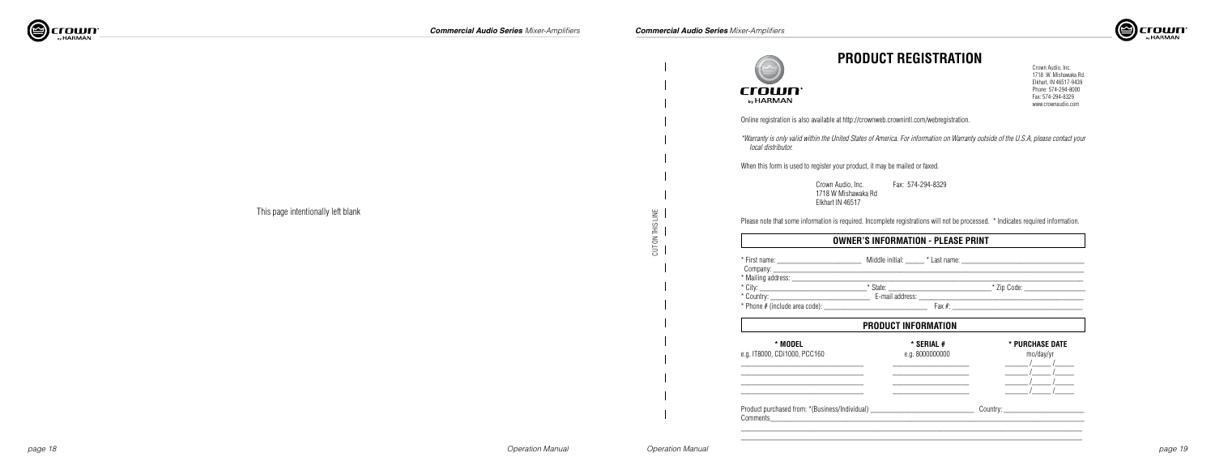This page intentionally left blank

CUT ON THIS LINE

# PRODUCT REGISTRATION

Crown Audio, Inc.
1718 W. Mishawaka Rd.
Elkhart, IN 46517-9439
Phone: 574-294-8000
Fax: 574-294-8329
www.crownaudio.com

Online registration is also available at http://crownweb.crownintl.com/webregistration.

*\*Warranty is only valid within the United States of America. For information on Warranty outside of the U.S.A, please contact your local distributor.*

When this form is used to register your product, it may be mailed or faxed.

Crown Audio, Inc.
1718 W Mishawaka Rd
Elkhart IN 46517

Fax: 574-294-8329

Please note that some information is required. Incomplete registrations will not be processed. * Indicates required information.

## OWNER'S INFORMATION - PLEASE PRINT

* First name: ______________________ Middle initial: _____ * Last name: ______________________
Company: ______________________
* Mailing address: ______________________
* City: ______________________ * State: ______________________ * Zip Code: ______________________
* Country: ______________________ E-mail address: ______________________
* Phone # (include area code): ______________________ Fax #: ______________________

## PRODUCT INFORMATION

| * MODEL | * SERIAL # | * PURCHASE DATE |
|---|---|---|
| e.g. IT8000, CDi1000, PCC160 | e.g. 8000000000 | mo/day/yr |
| ______________________ | ______________________ | _____ /_____ /_____ |
| ______________________ | ______________________ | _____ /_____ /_____ |
| ______________________ | ______________________ | _____ /_____ /_____ |
| ______________________ | ______________________ | _____ /_____ /_____ |

Product purchased from: *(Business/Individual) ______________________ Country: ______________________
Comments ______________________
______________________
______________________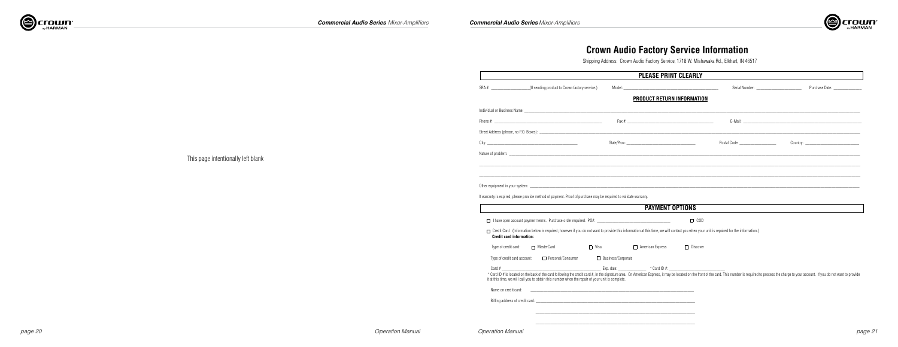This page intentionally left blank

# Crown Audio Factory Service Information

Shipping Address: Crown Audio Factory Service, 1718 W. Mishawaka Rd., Elkhart, IN 46517

## PLEASE PRINT CLEARLY

SRA #: ____________________(If sending product to Crown factory service.)  Model: ________________________________  Serial Number: ____________________  Purchase Date: ____________

### PRODUCT RETURN INFORMATION

Individual or Business Name: ________________________________________________________________

Phone #: ____________________________________  Fax #: ____________________________________  E-Mail: ____________________________________

Street Address (please, no P.O. Boxes): ________________________________________________________________

City: ____________________________________  State/Prov: ____________________________  Postal Code: ________________  Country: ______________________

Nature of problem: ________________________________________________________________

________________________________________________________________

________________________________________________________________

Other equipment in your system: ________________________________________________________________

If warranty is expired, please provide method of payment. Proof of purchase may be required to validate warranty.

## PAYMENT OPTIONS

☐ I have open account payment terms. Purchase order required. PO#: ______________________________  ☐ COD

☐ Credit Card (Information below is required; however if you do not want to provide this information at this time, we will contact you when your unit is repaired for the information.)

**Credit card information:**

Type of credit card: ☐ MasterCard  ☐ Visa  ☐ American Express  ☐ Discover

Type of credit card account: ☐ Personal/Consumer  ☐ Business/Corporate

Card # ______________________________  Exp. date: ______________  * Card ID #: ______________________

* Card ID # is located on the back of the card following the credit card #, in the signature area. On American Express, it may be located on the front of the card. This number is required to process the charge to your account. If you do not want to provide it at this time, we will call you to obtain this number when the repair of your unit is complete.

Name on credit card: ________________________________________________

Billing address of credit card: ________________________________________________

________________________________________________

________________________________________________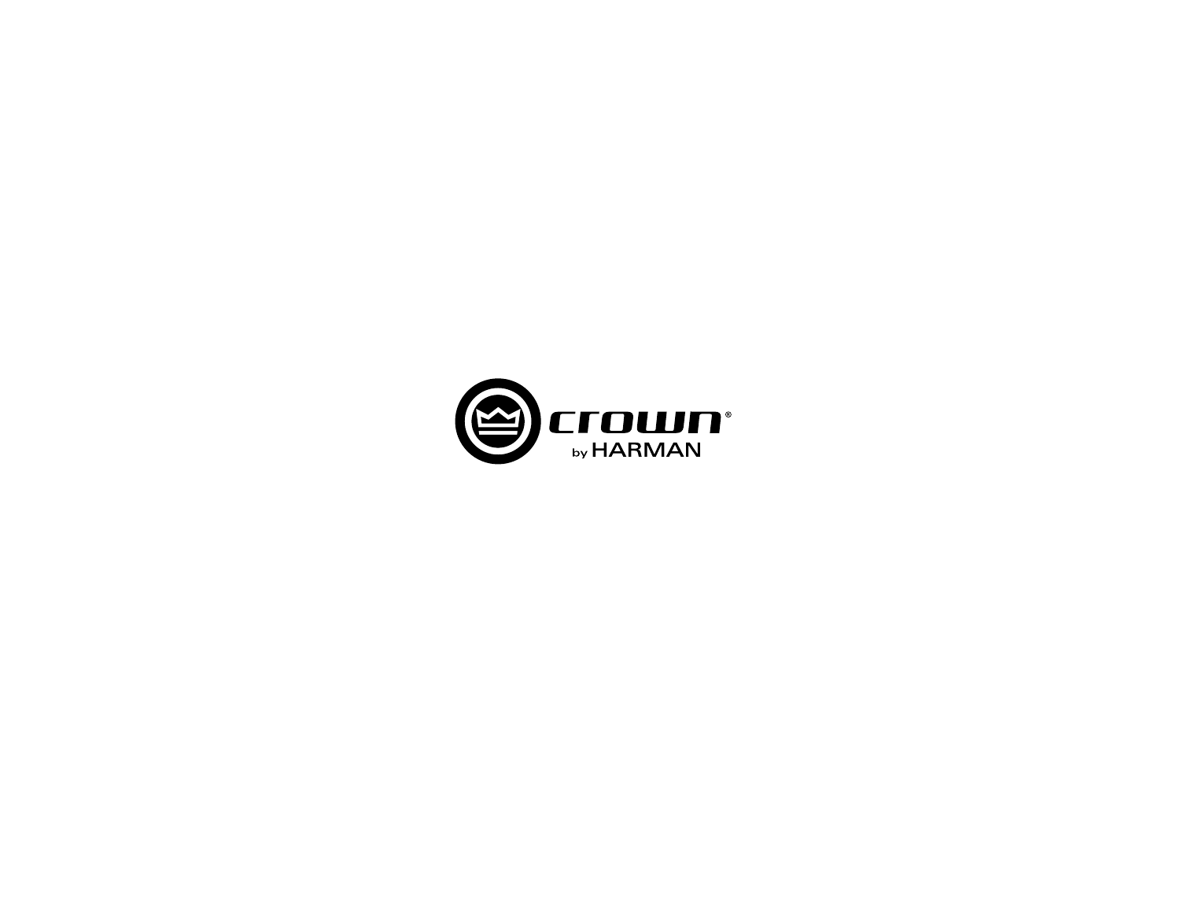crown®

by HARMAN